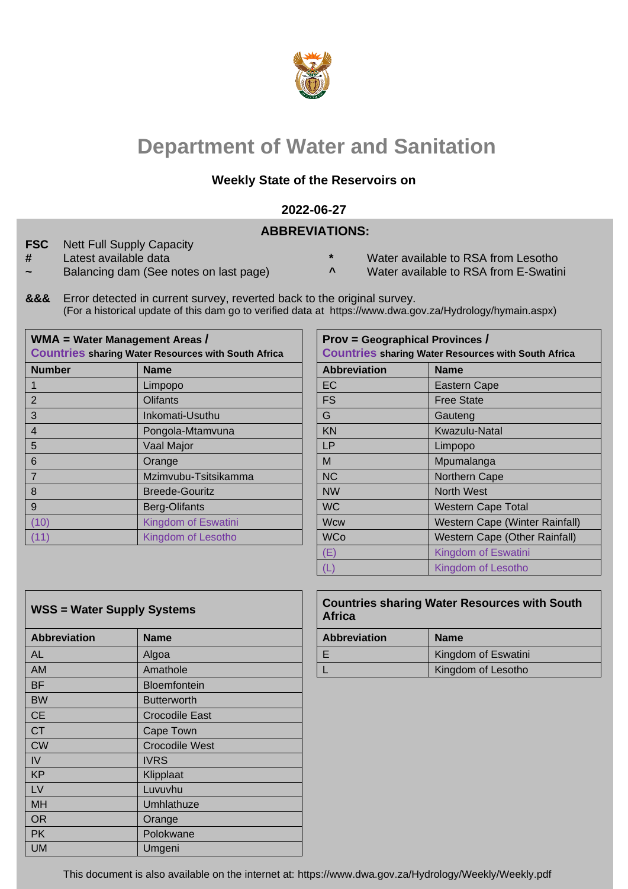# Department of Water and Sanitation

**Weekly State of the Reservoirs on**

**2022-06-27**

## ABBREVIATIONS:

**FSC** Nett Full Supply Capacity

**#** Latest available data

**~** Balancing dam (See notes on last page)

**\*** Water available to RSA from Lesotho

**^** Water available to RSA from E-Swatini

**&&&** Error detected in current survey, reverted back to the original survey.
(For a historical update of this dam go to verified data at https://www.dwa.gov.za/Hydrology/hymain.aspx)

**WMA = Water Management Areas / Countries sharing Water Resources with South Africa**

| Number | Name |
|---|---|
| 1 | Limpopo |
| 2 | Olifants |
| 3 | Inkomati-Usuthu |
| 4 | Pongola-Mtamvuna |
| 5 | Vaal Major |
| 6 | Orange |
| 7 | Mzimvubu-Tsitsikamma |
| 8 | Breede-Gouritz |
| 9 | Berg-Olifants |
| (10) | Kingdom of Eswatini |
| (11) | Kingdom of Lesotho |

**Prov = Geographical Provinces / Countries sharing Water Resources with South Africa**

| Abbreviation | Name |
|---|---|
| EC | Eastern Cape |
| FS | Free State |
| G | Gauteng |
| KN | Kwazulu-Natal |
| LP | Limpopo |
| M | Mpumalanga |
| NC | Northern Cape |
| NW | North West |
| WC | Western Cape Total |
| Wcw | Western Cape (Winter Rainfall) |
| WCo | Western Cape (Other Rainfall) |
| (E) | Kingdom of Eswatini |
| (L) | Kingdom of Lesotho |

**WSS = Water Supply Systems**

| Abbreviation | Name |
|---|---|
| AL | Algoa |
| AM | Amathole |
| BF | Bloemfontein |
| BW | Butterworth |
| CE | Crocodile East |
| CT | Cape Town |
| CW | Crocodile West |
| IV | IVRS |
| KP | Klipplaat |
| LV | Luvuvhu |
| MH | Umhlathuze |
| OR | Orange |
| PK | Polokwane |
| UM | Umgeni |

**Countries sharing Water Resources with South Africa**

| Abbreviation | Name |
|---|---|
| E | Kingdom of Eswatini |
| L | Kingdom of Lesotho |

This document is also available on the internet at: https://www.dwa.gov.za/Hydrology/Weekly/Weekly.pdf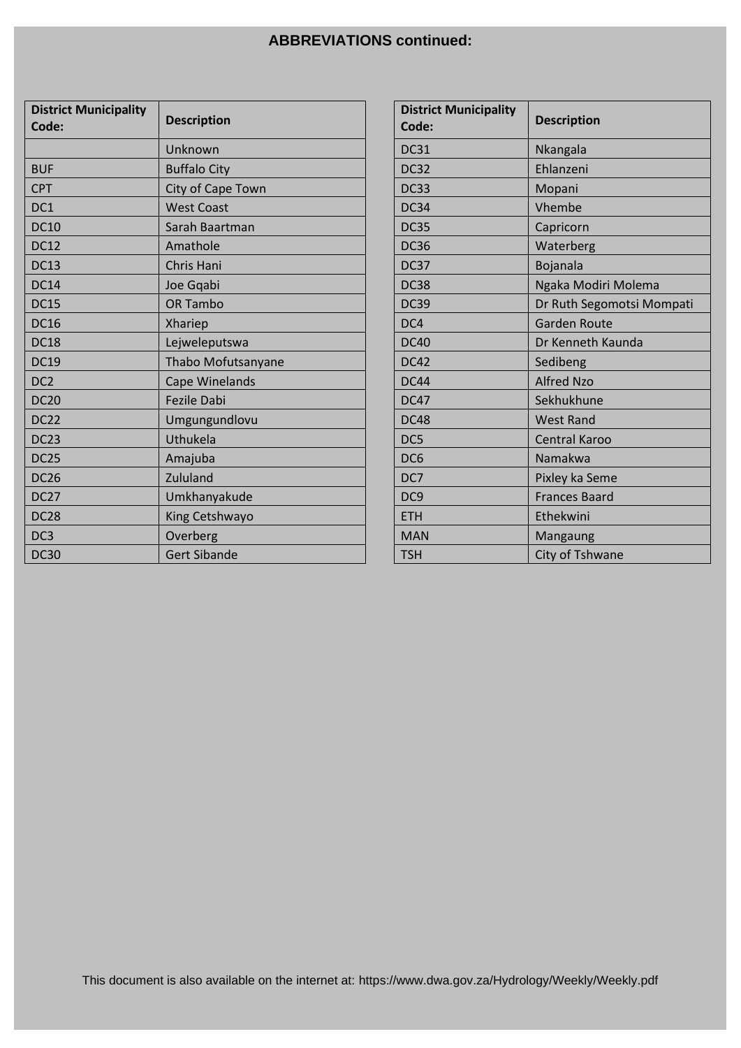## ABBREVIATIONS continued:

| District Municipality Code: | Description |
|---|---|
| | Unknown |
| BUF | Buffalo City |
| CPT | City of Cape Town |
| DC1 | West Coast |
| DC10 | Sarah Baartman |
| DC12 | Amathole |
| DC13 | Chris Hani |
| DC14 | Joe Gqabi |
| DC15 | OR Tambo |
| DC16 | Xhariep |
| DC18 | Lejweleputswa |
| DC19 | Thabo Mofutsanyane |
| DC2 | Cape Winelands |
| DC20 | Fezile Dabi |
| DC22 | Umgungundlovu |
| DC23 | Uthukela |
| DC25 | Amajuba |
| DC26 | Zululand |
| DC27 | Umkhanyakude |
| DC28 | King Cetshwayo |
| DC3 | Overberg |
| DC30 | Gert Sibande |

| District Municipality Code: | Description |
|---|---|
| DC31 | Nkangala |
| DC32 | Ehlanzeni |
| DC33 | Mopani |
| DC34 | Vhembe |
| DC35 | Capricorn |
| DC36 | Waterberg |
| DC37 | Bojanala |
| DC38 | Ngaka Modiri Molema |
| DC39 | Dr Ruth Segomotsi Mompati |
| DC4 | Garden Route |
| DC40 | Dr Kenneth Kaunda |
| DC42 | Sedibeng |
| DC44 | Alfred Nzo |
| DC47 | Sekhukhune |
| DC48 | West Rand |
| DC5 | Central Karoo |
| DC6 | Namakwa |
| DC7 | Pixley ka Seme |
| DC9 | Frances Baard |
| ETH | Ethekwini |
| MAN | Mangaung |
| TSH | City of Tshwane |

This document is also available on the internet at: https://www.dwa.gov.za/Hydrology/Weekly/Weekly.pdf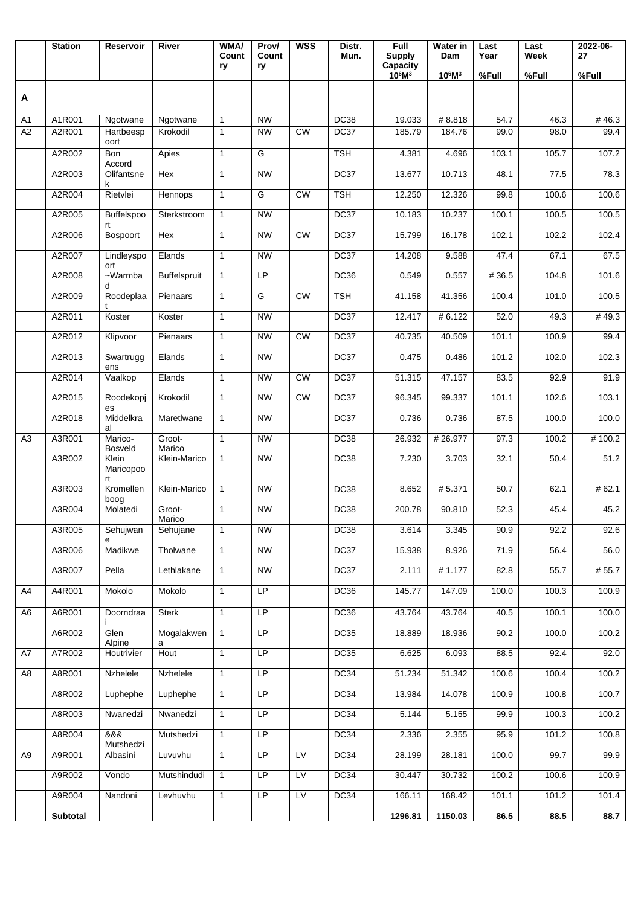| | Station | Reservoir | River | WMA/ Country | Prov/ Country | WSS | Distr. Mun. | Full Supply Capacity $10^6M^3$ | Water in Dam $10^6M^3$ | Last Year %Full | Last Week %Full | 2022-06-27 %Full |
|---|---|---|---|---|---|---|---|---|---|---|---|---|
| **A** | | | | | | | | | | | | |
| A1 | A1R001 | Ngotwane | Ngotwane | 1 | NW | | DC38 | 19.033 | # 8.818 | 54.7 | 46.3 | # 46.3 |
| A2 | A2R001 | Hartbeespoort | Krokodil | 1 | NW | CW | DC37 | 185.79 | 184.76 | 99.0 | 98.0 | 99.4 |
| | A2R002 | Bon Accord | Apies | 1 | G | | TSH | 4.381 | 4.696 | 103.1 | 105.7 | 107.2 |
| | A2R003 | Olifantsnek | Hex | 1 | NW | | DC37 | 13.677 | 10.713 | 48.1 | 77.5 | 78.3 |
| | A2R004 | Rietvlei | Hennops | 1 | G | CW | TSH | 12.250 | 12.326 | 99.8 | 100.6 | 100.6 |
| | A2R005 | Buffelspoort | Sterkstroom | 1 | NW | | DC37 | 10.183 | 10.237 | 100.1 | 100.5 | 100.5 |
| | A2R006 | Bospoort | Hex | 1 | NW | CW | DC37 | 15.799 | 16.178 | 102.1 | 102.2 | 102.4 |
| | A2R007 | Lindleyspoort | Elands | 1 | NW | | DC37 | 14.208 | 9.588 | 47.4 | 67.1 | 67.5 |
| | A2R008 | ~Warmbad | Buffelspruit | 1 | LP | | DC36 | 0.549 | 0.557 | # 36.5 | 104.8 | 101.6 |
| | A2R009 | Roodeplaat | Pienaars | 1 | G | CW | TSH | 41.158 | 41.356 | 100.4 | 101.0 | 100.5 |
| | A2R011 | Koster | Koster | 1 | NW | | DC37 | 12.417 | # 6.122 | 52.0 | 49.3 | # 49.3 |
| | A2R012 | Klipvoor | Pienaars | 1 | NW | CW | DC37 | 40.735 | 40.509 | 101.1 | 100.9 | 99.4 |
| | A2R013 | Swartruggens | Elands | 1 | NW | | DC37 | 0.475 | 0.486 | 101.2 | 102.0 | 102.3 |
| | A2R014 | Vaalkop | Elands | 1 | NW | CW | DC37 | 51.315 | 47.157 | 83.5 | 92.9 | 91.9 |
| | A2R015 | Roodekopjes | Krokodil | 1 | NW | CW | DC37 | 96.345 | 99.337 | 101.1 | 102.6 | 103.1 |
| | A2R018 | Middelkraal | Maretlwane | 1 | NW | | DC37 | 0.736 | 0.736 | 87.5 | 100.0 | 100.0 |
| A3 | A3R001 | Marico-Bosveld | Groot-Marico | 1 | NW | | DC38 | 26.932 | # 26.977 | 97.3 | 100.2 | # 100.2 |
| | A3R002 | Klein Maricopoort | Klein-Marico | 1 | NW | | DC38 | 7.230 | 3.703 | 32.1 | 50.4 | 51.2 |
| | A3R003 | Kromellenboog | Klein-Marico | 1 | NW | | DC38 | 8.652 | # 5.371 | 50.7 | 62.1 | # 62.1 |
| | A3R004 | Molatedi | Groot-Marico | 1 | NW | | DC38 | 200.78 | 90.810 | 52.3 | 45.4 | 45.2 |
| | A3R005 | Sehujwane | Sehujane | 1 | NW | | DC38 | 3.614 | 3.345 | 90.9 | 92.2 | 92.6 |
| | A3R006 | Madikwe | Tholwane | 1 | NW | | DC37 | 15.938 | 8.926 | 71.9 | 56.4 | 56.0 |
| | A3R007 | Pella | Lethlakane | 1 | NW | | DC37 | 2.111 | # 1.177 | 82.8 | 55.7 | # 55.7 |
| A4 | A4R001 | Mokolo | Mokolo | 1 | LP | | DC36 | 145.77 | 147.09 | 100.0 | 100.3 | 100.9 |
| A6 | A6R001 | Doorndraai | Sterk | 1 | LP | | DC36 | 43.764 | 43.764 | 40.5 | 100.1 | 100.0 |
| | A6R002 | Glen Alpine | Mogalakwena | 1 | LP | | DC35 | 18.889 | 18.936 | 90.2 | 100.0 | 100.2 |
| A7 | A7R002 | Houtrivier | Hout | 1 | LP | | DC35 | 6.625 | 6.093 | 88.5 | 92.4 | 92.0 |
| A8 | A8R001 | Nzhelele | Nzhelele | 1 | LP | | DC34 | 51.234 | 51.342 | 100.6 | 100.4 | 100.2 |
| | A8R002 | Luphephe | Luphephe | 1 | LP | | DC34 | 13.984 | 14.078 | 100.9 | 100.8 | 100.7 |
| | A8R003 | Nwanedzi | Nwanedzi | 1 | LP | | DC34 | 5.144 | 5.155 | 99.9 | 100.3 | 100.2 |
| | A8R004 | &&& Mutshedzi | Mutshedzi | 1 | LP | | DC34 | 2.336 | 2.355 | 95.9 | 101.2 | 100.8 |
| A9 | A9R001 | Albasini | Luvuvhu | 1 | LP | LV | DC34 | 28.199 | 28.181 | 100.0 | 99.7 | 99.9 |
| | A9R002 | Vondo | Mutshindudi | 1 | LP | LV | DC34 | 30.447 | 30.732 | 100.2 | 100.6 | 100.9 |
| | A9R004 | Nandoni | Levhuvhu | 1 | LP | LV | DC34 | 166.11 | 168.42 | 101.1 | 101.2 | 101.4 |
| | **Subtotal** | | | | | | | **1296.81** | **1150.03** | **86.5** | **88.5** | **88.7** |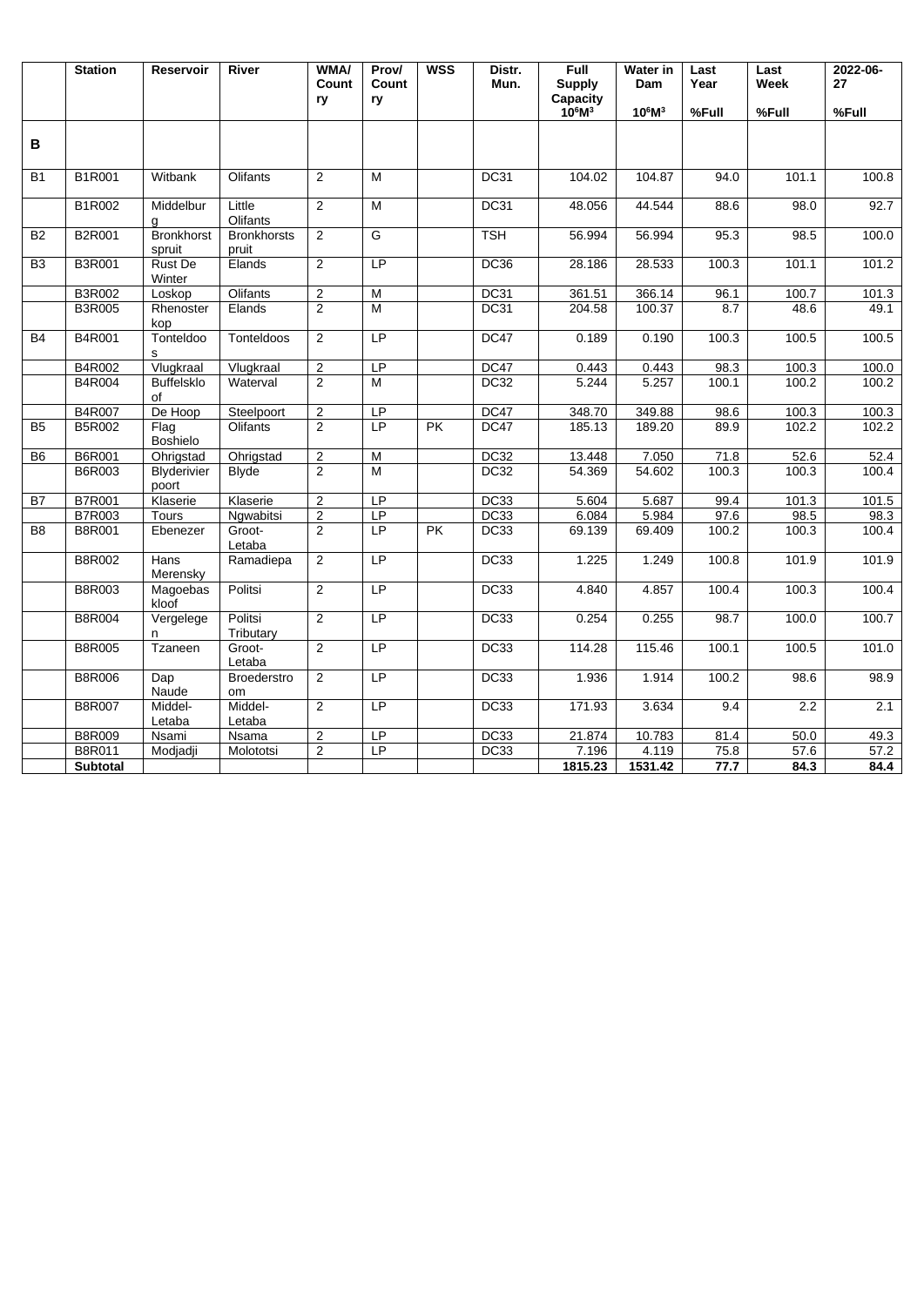| | Station | Reservoir | River | WMA/ Country | Prov/ Country | WSS | Distr. Mun. | Full Supply Capacity $10^6M^3$ | Water in Dam $10^6M^3$ | Last Year %Full | Last Week %Full | 2022-06-27 %Full |
|---|---|---|---|---|---|---|---|---|---|---|---|---|
| **B** | | | | | | | | | | | | |
| B1 | B1R001 | Witbank | Olifants | 2 | M | | DC31 | 104.02 | 104.87 | 94.0 | 101.1 | 100.8 |
| | B1R002 | Middelburg | Little Olifants | 2 | M | | DC31 | 48.056 | 44.544 | 88.6 | 98.0 | 92.7 |
| B2 | B2R001 | Bronkhorstspruit | Bronkhorstspruit | 2 | G | | TSH | 56.994 | 56.994 | 95.3 | 98.5 | 100.0 |
| B3 | B3R001 | Rust De Winter | Elands | 2 | LP | | DC36 | 28.186 | 28.533 | 100.3 | 101.1 | 101.2 |
| | B3R002 | Loskop | Olifants | 2 | M | | DC31 | 361.51 | 366.14 | 96.1 | 100.7 | 101.3 |
| | B3R005 | Rhenosterkop | Elands | 2 | M | | DC31 | 204.58 | 100.37 | 8.7 | 48.6 | 49.1 |
| B4 | B4R001 | Tonteldoos | Tonteldoos | 2 | LP | | DC47 | 0.189 | 0.190 | 100.3 | 100.5 | 100.5 |
| | B4R002 | Vlugkraal | Vlugkraal | 2 | LP | | DC47 | 0.443 | 0.443 | 98.3 | 100.3 | 100.0 |
| | B4R004 | Buffelskloof | Waterval | 2 | M | | DC32 | 5.244 | 5.257 | 100.1 | 100.2 | 100.2 |
| | B4R007 | De Hoop | Steelpoort | 2 | LP | | DC47 | 348.70 | 349.88 | 98.6 | 100.3 | 100.3 |
| B5 | B5R002 | Flag Boshielo | Olifants | 2 | LP | PK | DC47 | 185.13 | 189.20 | 89.9 | 102.2 | 102.2 |
| B6 | B6R001 | Ohrigstad | Ohrigstad | 2 | M | | DC32 | 13.448 | 7.050 | 71.8 | 52.6 | 52.4 |
| | B6R003 | Blyderivierpoort | Blyde | 2 | M | | DC32 | 54.369 | 54.602 | 100.3 | 100.3 | 100.4 |
| B7 | B7R001 | Klaserie | Klaserie | 2 | LP | | DC33 | 5.604 | 5.687 | 99.4 | 101.3 | 101.5 |
| | B7R003 | Tours | Ngwabitsi | 2 | LP | | DC33 | 6.084 | 5.984 | 97.6 | 98.5 | 98.3 |
| B8 | B8R001 | Ebenezer | Groot-Letaba | 2 | LP | PK | DC33 | 69.139 | 69.409 | 100.2 | 100.3 | 100.4 |
| | B8R002 | Hans Merensky | Ramadiepa | 2 | LP | | DC33 | 1.225 | 1.249 | 100.8 | 101.9 | 101.9 |
| | B8R003 | Magoebaskloof | Politsi | 2 | LP | | DC33 | 4.840 | 4.857 | 100.4 | 100.3 | 100.4 |
| | B8R004 | Vergelegen | Politsi Tributary | 2 | LP | | DC33 | 0.254 | 0.255 | 98.7 | 100.0 | 100.7 |
| | B8R005 | Tzaneen | Groot-Letaba | 2 | LP | | DC33 | 114.28 | 115.46 | 100.1 | 100.5 | 101.0 |
| | B8R006 | Dap Naude | Broederstroom | 2 | LP | | DC33 | 1.936 | 1.914 | 100.2 | 98.6 | 98.9 |
| | B8R007 | Middel-Letaba | Middel-Letaba | 2 | LP | | DC33 | 171.93 | 3.634 | 9.4 | 2.2 | 2.1 |
| | B8R009 | Nsami | Nsama | 2 | LP | | DC33 | 21.874 | 10.783 | 81.4 | 50.0 | 49.3 |
| | B8R011 | Modjadji | Molototsi | 2 | LP | | DC33 | 7.196 | 4.119 | 75.8 | 57.6 | 57.2 |
| | **Subtotal** | | | | | | | **1815.23** | **1531.42** | **77.7** | **84.3** | **84.4** |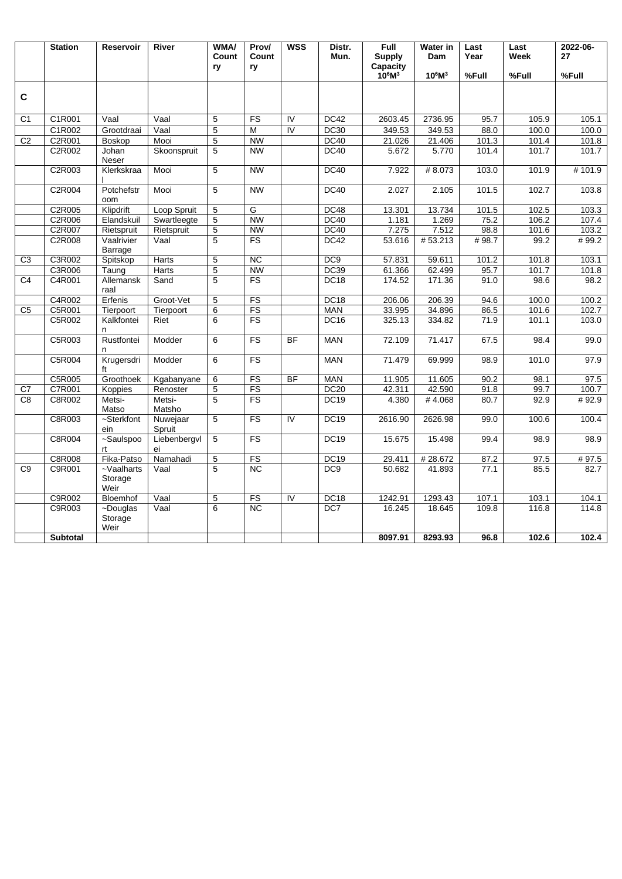| | Station | Reservoir | River | WMA/ Country | Prov/ Country | WSS | Distr. Mun. | Full Supply Capacity $10^6M^3$ | Water in Dam $10^6M^3$ | Last Year %Full | Last Week %Full | 2022-06-27 %Full |
|---|---|---|---|---|---|---|---|---|---|---|---|---|
| **C** | | | | | | | | | | | | |
| C1 | C1R001 | Vaal | Vaal | 5 | FS | IV | DC42 | 2603.45 | 2736.95 | 95.7 | 105.9 | 105.1 |
| | C1R002 | Grootdraai | Vaal | 5 | M | IV | DC30 | 349.53 | 349.53 | 88.0 | 100.0 | 100.0 |
| C2 | C2R001 | Boskop | Mooi | 5 | NW | | DC40 | 21.026 | 21.406 | 101.3 | 101.4 | 101.8 |
| | C2R002 | Johan Neser | Skoonspruit | 5 | NW | | DC40 | 5.672 | 5.770 | 101.4 | 101.7 | 101.7 |
| | C2R003 | Klerkskraal | Mooi | 5 | NW | | DC40 | 7.922 | # 8.073 | 103.0 | 101.9 | # 101.9 |
| | C2R004 | Potchefstroom | Mooi | 5 | NW | | DC40 | 2.027 | 2.105 | 101.5 | 102.7 | 103.8 |
| | C2R005 | Klipdrift | Loop Spruit | 5 | G | | DC48 | 13.301 | 13.734 | 101.5 | 102.5 | 103.3 |
| | C2R006 | Elandskuil | Swartleegte | 5 | NW | | DC40 | 1.181 | 1.269 | 75.2 | 106.2 | 107.4 |
| | C2R007 | Rietspruit | Rietspruit | 5 | NW | | DC40 | 7.275 | 7.512 | 98.8 | 101.6 | 103.2 |
| | C2R008 | Vaalrivier Barrage | Vaal | 5 | FS | | DC42 | 53.616 | # 53.213 | # 98.7 | 99.2 | # 99.2 |
| C3 | C3R002 | Spitskop | Harts | 5 | NC | | DC9 | 57.831 | 59.611 | 101.2 | 101.8 | 103.1 |
| | C3R006 | Taung | Harts | 5 | NW | | DC39 | 61.366 | 62.499 | 95.7 | 101.7 | 101.8 |
| C4 | C4R001 | Allemanskraal | Sand | 5 | FS | | DC18 | 174.52 | 171.36 | 91.0 | 98.6 | 98.2 |
| | C4R002 | Erfenis | Groot-Vet | 5 | FS | | DC18 | 206.06 | 206.39 | 94.6 | 100.0 | 100.2 |
| C5 | C5R001 | Tierpoort | Tierpoort | 6 | FS | | MAN | 33.995 | 34.896 | 86.5 | 101.6 | 102.7 |
| | C5R002 | Kalkfontein | Riet | 6 | FS | | DC16 | 325.13 | 334.82 | 71.9 | 101.1 | 103.0 |
| | C5R003 | Rustfontein | Modder | 6 | FS | BF | MAN | 72.109 | 71.417 | 67.5 | 98.4 | 99.0 |
| | C5R004 | Krugersdrift | Modder | 6 | FS | | MAN | 71.479 | 69.999 | 98.9 | 101.0 | 97.9 |
| | C5R005 | Groothoek | Kgabanyane | 6 | FS | BF | MAN | 11.905 | 11.605 | 90.2 | 98.1 | 97.5 |
| C7 | C7R001 | Koppies | Renoster | 5 | FS | | DC20 | 42.311 | 42.590 | 91.8 | 99.7 | 100.7 |
| C8 | C8R002 | Metsi-Matso | Metsi-Matsho | 5 | FS | | DC19 | 4.380 | # 4.068 | 80.7 | 92.9 | # 92.9 |
| | C8R003 | ~Sterkfontein | Nuwejaar Spruit | 5 | FS | IV | DC19 | 2616.90 | 2626.98 | 99.0 | 100.6 | 100.4 |
| | C8R004 | ~Saulspoort | Liebenbergvlei | 5 | FS | | DC19 | 15.675 | 15.498 | 99.4 | 98.9 | 98.9 |
| | C8R008 | Fika-Patso | Namahadi | 5 | FS | | DC19 | 29.411 | # 28.672 | 87.2 | 97.5 | # 97.5 |
| C9 | C9R001 | ~Vaalharts Storage Weir | Vaal | 5 | NC | | DC9 | 50.682 | 41.893 | 77.1 | 85.5 | 82.7 |
| | C9R002 | Bloemhof | Vaal | 5 | FS | IV | DC18 | 1242.91 | 1293.43 | 107.1 | 103.1 | 104.1 |
| | C9R003 | ~Douglas Storage Weir | Vaal | 6 | NC | | DC7 | 16.245 | 18.645 | 109.8 | 116.8 | 114.8 |
| | **Subtotal** | | | | | | | **8097.91** | **8293.93** | **96.8** | **102.6** | **102.4** |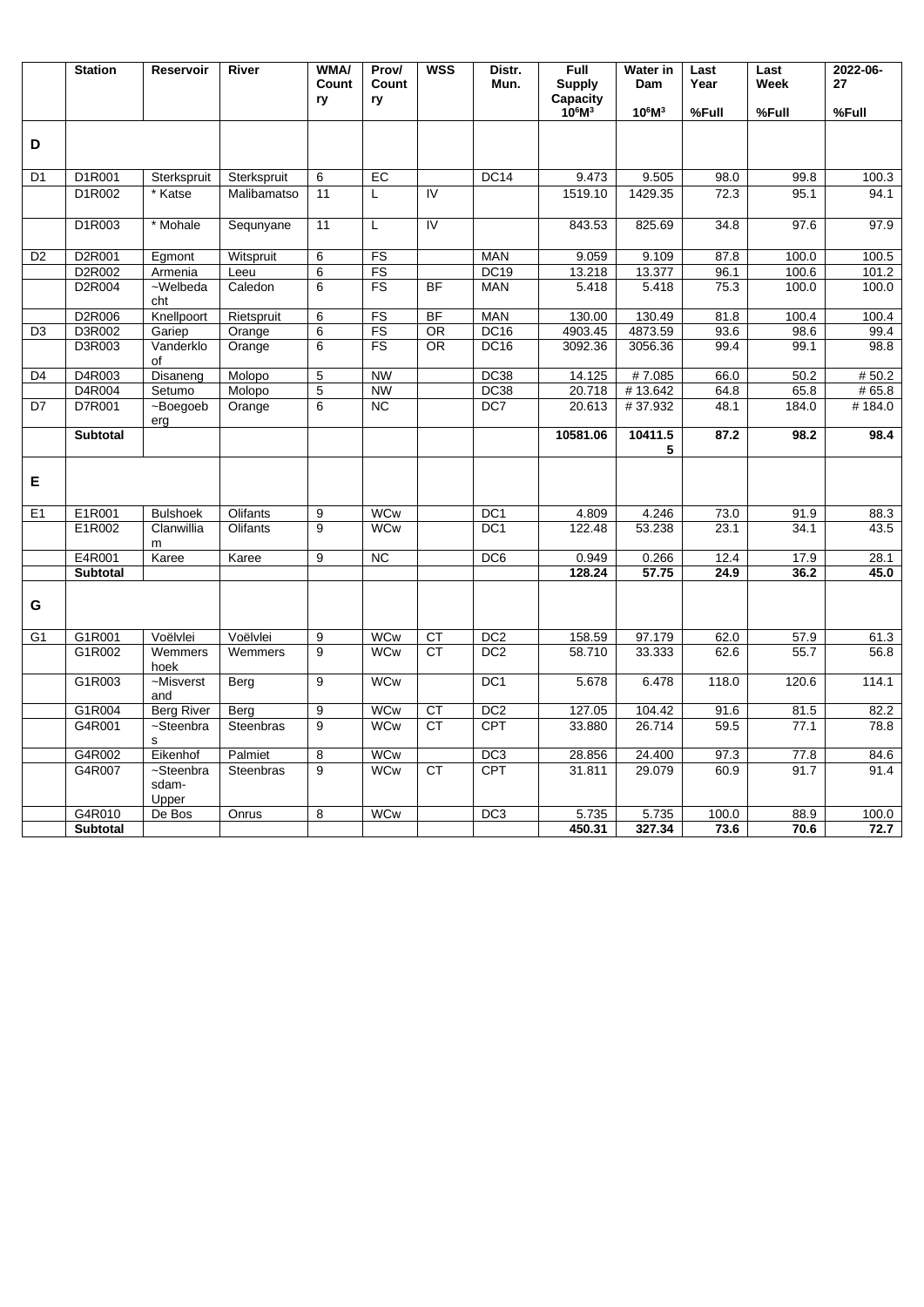| | Station | Reservoir | River | WMA/ Country | Prov/ Country | WSS | Distr. Mun. | Full Supply Capacity $10^6M^3$ | Water in Dam $10^6M^3$ | Last Year %Full | Last Week %Full | 2022-06-27 %Full |
|---|---|---|---|---|---|---|---|---|---|---|---|---|
| **D** | | | | | | | | | | | | |
| D1 | D1R001 | Sterkspruit | Sterkspruit | 6 | EC | | DC14 | 9.473 | 9.505 | 98.0 | 99.8 | 100.3 |
| | D1R002 | * Katse | Malibamatso | 11 | L | IV | | 1519.10 | 1429.35 | 72.3 | 95.1 | 94.1 |
| | D1R003 | * Mohale | Sequnyane | 11 | L | IV | | 843.53 | 825.69 | 34.8 | 97.6 | 97.9 |
| D2 | D2R001 | Egmont | Witspruit | 6 | FS | | MAN | 9.059 | 9.109 | 87.8 | 100.0 | 100.5 |
| | D2R002 | Armenia | Leeu | 6 | FS | | DC19 | 13.218 | 13.377 | 96.1 | 100.6 | 101.2 |
| | D2R004 | ~Welbedacht | Caledon | 6 | FS | BF | MAN | 5.418 | 5.418 | 75.3 | 100.0 | 100.0 |
| | D2R006 | Knellpoort | Rietspruit | 6 | FS | BF | MAN | 130.00 | 130.49 | 81.8 | 100.4 | 100.4 |
| D3 | D3R002 | Gariep | Orange | 6 | FS | OR | DC16 | 4903.45 | 4873.59 | 93.6 | 98.6 | 99.4 |
| | D3R003 | Vanderkloof | Orange | 6 | FS | OR | DC16 | 3092.36 | 3056.36 | 99.4 | 99.1 | 98.8 |
| D4 | D4R003 | Disaneng | Molopo | 5 | NW | | DC38 | 14.125 | # 7.085 | 66.0 | 50.2 | # 50.2 |
| | D4R004 | Setumo | Molopo | 5 | NW | | DC38 | 20.718 | # 13.642 | 64.8 | 65.8 | # 65.8 |
| D7 | D7R001 | ~Boegoeberg | Orange | 6 | NC | | DC7 | 20.613 | # 37.932 | 48.1 | 184.0 | # 184.0 |
| | **Subtotal** | | | | | | | **10581.06** | **10411.55** | **87.2** | **98.2** | **98.4** |
| **E** | | | | | | | | | | | | |
| E1 | E1R001 | Bulshoek | Olifants | 9 | WCw | | DC1 | 4.809 | 4.246 | 73.0 | 91.9 | 88.3 |
| | E1R002 | Clanwilliam | Olifants | 9 | WCw | | DC1 | 122.48 | 53.238 | 23.1 | 34.1 | 43.5 |
| | E4R001 | Karee | Karee | 9 | NC | | DC6 | 0.949 | 0.266 | 12.4 | 17.9 | 28.1 |
| | **Subtotal** | | | | | | | **128.24** | **57.75** | **24.9** | **36.2** | **45.0** |
| **G** | | | | | | | | | | | | |
| G1 | G1R001 | Voëlvlei | Voëlvlei | 9 | WCw | CT | DC2 | 158.59 | 97.179 | 62.0 | 57.9 | 61.3 |
| | G1R002 | Wemmershoek | Wemmers | 9 | WCw | CT | DC2 | 58.710 | 33.333 | 62.6 | 55.7 | 56.8 |
| | G1R003 | ~Misverstand | Berg | 9 | WCw | | DC1 | 5.678 | 6.478 | 118.0 | 120.6 | 114.1 |
| | G1R004 | Berg River | Berg | 9 | WCw | CT | DC2 | 127.05 | 104.42 | 91.6 | 81.5 | 82.2 |
| | G4R001 | ~Steenbras | Steenbras | 9 | WCw | CT | CPT | 33.880 | 26.714 | 59.5 | 77.1 | 78.8 |
| | G4R002 | Eikenhof | Palmiet | 8 | WCw | | DC3 | 28.856 | 24.400 | 97.3 | 77.8 | 84.6 |
| | G4R007 | ~Steenbrasdam-Upper | Steenbras | 9 | WCw | CT | CPT | 31.811 | 29.079 | 60.9 | 91.7 | 91.4 |
| | G4R010 | De Bos | Onrus | 8 | WCw | | DC3 | 5.735 | 5.735 | 100.0 | 88.9 | 100.0 |
| | **Subtotal** | | | | | | | **450.31** | **327.34** | **73.6** | **70.6** | **72.7** |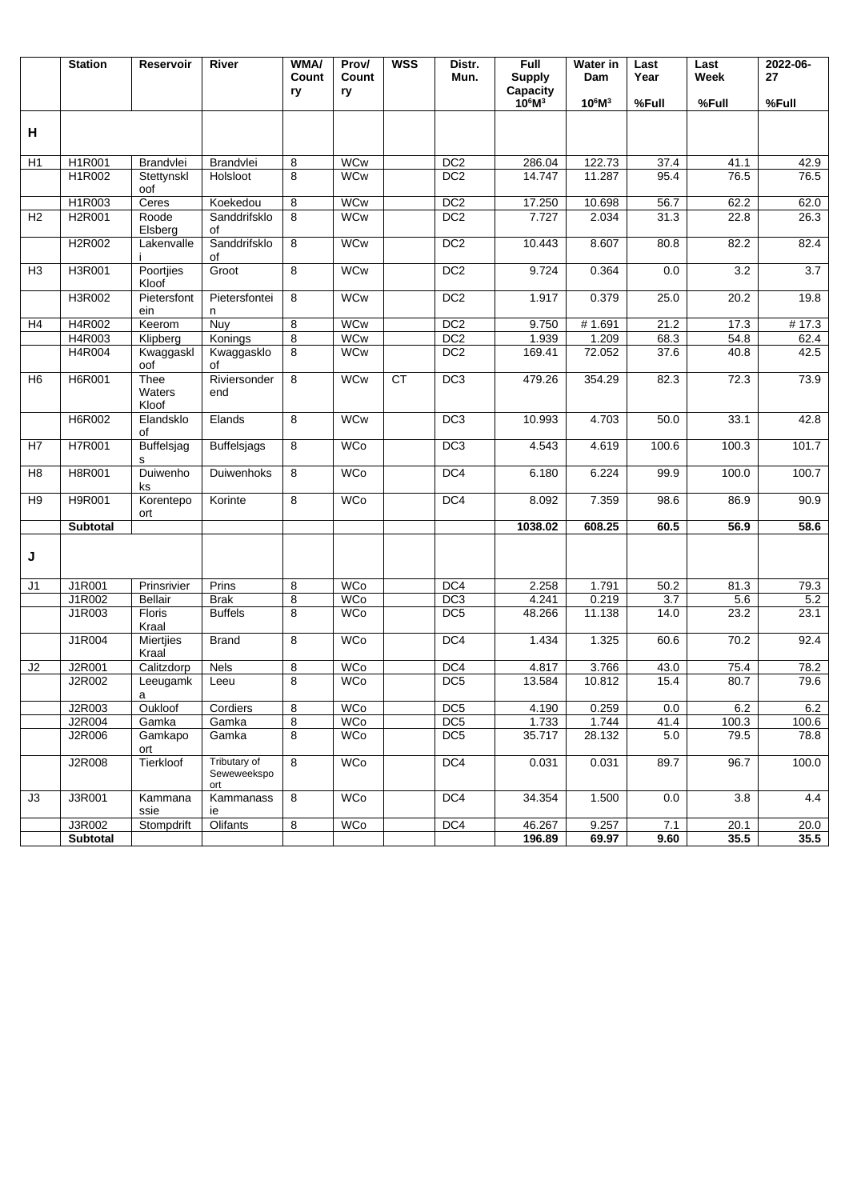| | Station | Reservoir | River | WMA/ Country | Prov/ Country | WSS | Distr. Mun. | Full Supply Capacity $10^6M^3$ | Water in Dam $10^6M^3$ | Last Year %Full | Last Week %Full | 2022-06-27 %Full |
|---|---|---|---|---|---|---|---|---|---|---|---|---|
| **H** | | | | | | | | | | | | |
| H1 | H1R001 | Brandvlei | Brandvlei | 8 | WCw | | DC2 | 286.04 | 122.73 | 37.4 | 41.1 | 42.9 |
| | H1R002 | Stettynskloof | Holsloot | 8 | WCw | | DC2 | 14.747 | 11.287 | 95.4 | 76.5 | 76.5 |
| | H1R003 | Ceres | Koekedou | 8 | WCw | | DC2 | 17.250 | 10.698 | 56.7 | 62.2 | 62.0 |
| H2 | H2R001 | Roode Elsberg | Sanddrifskloof | 8 | WCw | | DC2 | 7.727 | 2.034 | 31.3 | 22.8 | 26.3 |
| | H2R002 | Lakenvallei | Sanddrifskloof | 8 | WCw | | DC2 | 10.443 | 8.607 | 80.8 | 82.2 | 82.4 |
| H3 | H3R001 | Poortjies Kloof | Groot | 8 | WCw | | DC2 | 9.724 | 0.364 | 0.0 | 3.2 | 3.7 |
| | H3R002 | Pietersfontein | Pietersfontein | 8 | WCw | | DC2 | 1.917 | 0.379 | 25.0 | 20.2 | 19.8 |
| H4 | H4R002 | Keerom | Nuy | 8 | WCw | | DC2 | 9.750 | # 1.691 | 21.2 | 17.3 | # 17.3 |
| | H4R003 | Klipberg | Konings | 8 | WCw | | DC2 | 1.939 | 1.209 | 68.3 | 54.8 | 62.4 |
| | H4R004 | Kwaggaskloof | Kwaggaskloof | 8 | WCw | | DC2 | 169.41 | 72.052 | 37.6 | 40.8 | 42.5 |
| H6 | H6R001 | Thee Waters Kloof | Riviersonderend | 8 | WCw | CT | DC3 | 479.26 | 354.29 | 82.3 | 72.3 | 73.9 |
| | H6R002 | Elandskloof | Elands | 8 | WCw | | DC3 | 10.993 | 4.703 | 50.0 | 33.1 | 42.8 |
| H7 | H7R001 | Buffelsjags | Buffelsjags | 8 | WCo | | DC3 | 4.543 | 4.619 | 100.6 | 100.3 | 101.7 |
| H8 | H8R001 | Duiwenhoks | Duiwenhoks | 8 | WCo | | DC4 | 6.180 | 6.224 | 99.9 | 100.0 | 100.7 |
| H9 | H9R001 | Korentepoort | Korinte | 8 | WCo | | DC4 | 8.092 | 7.359 | 98.6 | 86.9 | 90.9 |
| | **Subtotal** | | | | | | | **1038.02** | **608.25** | **60.5** | **56.9** | **58.6** |
| **J** | | | | | | | | | | | | |
| J1 | J1R001 | Prinsrivier | Prins | 8 | WCo | | DC4 | 2.258 | 1.791 | 50.2 | 81.3 | 79.3 |
| | J1R002 | Bellair | Brak | 8 | WCo | | DC3 | 4.241 | 0.219 | 3.7 | 5.6 | 5.2 |
| | J1R003 | Floris Kraal | Buffels | 8 | WCo | | DC5 | 48.266 | 11.138 | 14.0 | 23.2 | 23.1 |
| | J1R004 | Miertjies Kraal | Brand | 8 | WCo | | DC4 | 1.434 | 1.325 | 60.6 | 70.2 | 92.4 |
| J2 | J2R001 | Calitzdorp | Nels | 8 | WCo | | DC4 | 4.817 | 3.766 | 43.0 | 75.4 | 78.2 |
| | J2R002 | Leeugamka | Leeu | 8 | WCo | | DC5 | 13.584 | 10.812 | 15.4 | 80.7 | 79.6 |
| | J2R003 | Oukloof | Cordiers | 8 | WCo | | DC5 | 4.190 | 0.259 | 0.0 | 6.2 | 6.2 |
| | J2R004 | Gamka | Gamka | 8 | WCo | | DC5 | 1.733 | 1.744 | 41.4 | 100.3 | 100.6 |
| | J2R006 | Gamkapoort | Gamka | 8 | WCo | | DC5 | 35.717 | 28.132 | 5.0 | 79.5 | 78.8 |
| | J2R008 | Tierkloof | Tributary of Seweweekspoort | 8 | WCo | | DC4 | 0.031 | 0.031 | 89.7 | 96.7 | 100.0 |
| J3 | J3R001 | Kammanassie | Kammanassie | 8 | WCo | | DC4 | 34.354 | 1.500 | 0.0 | 3.8 | 4.4 |
| | J3R002 | Stompdrift | Olifants | 8 | WCo | | DC4 | 46.267 | 9.257 | 7.1 | 20.1 | 20.0 |
| | **Subtotal** | | | | | | | **196.89** | **69.97** | **9.60** | **35.5** | **35.5** |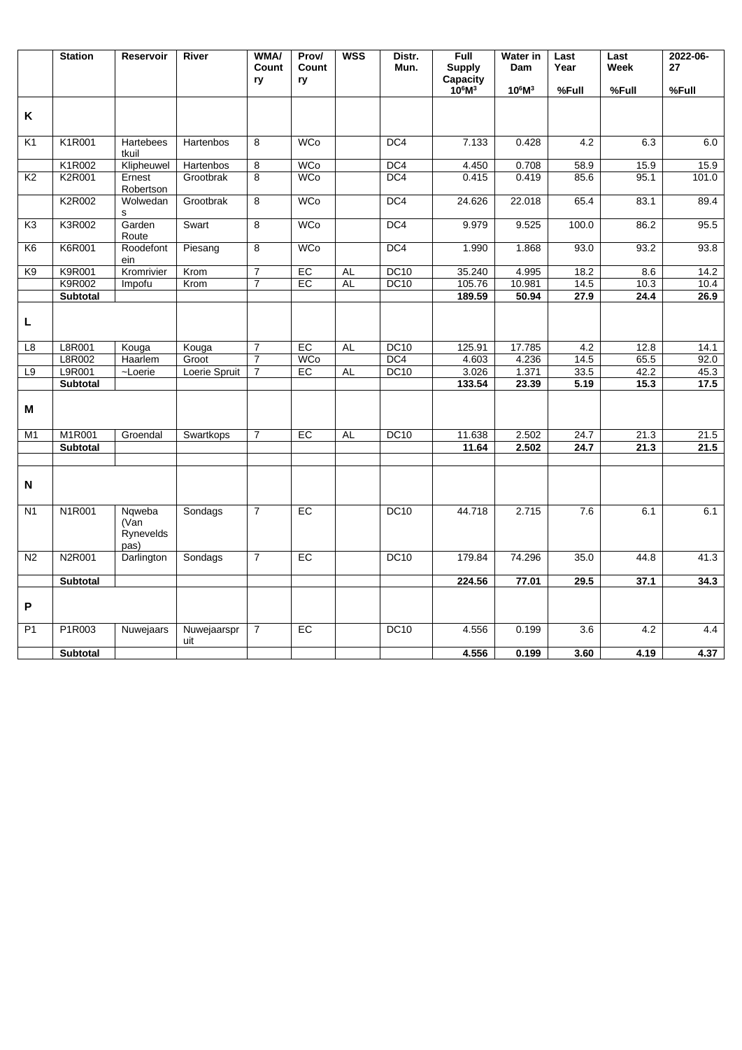| | Station | Reservoir | River | WMA/ Country | Prov/ Country | WSS | Distr. Mun. | Full Supply Capacity $10^6M^3$ | Water in Dam $10^6M^3$ | Last Year %Full | Last Week %Full | 2022-06-27 %Full |
|---|---|---|---|---|---|---|---|---|---|---|---|---|
| **K** | | | | | | | | | | | | |
| K1 | K1R001 | Hartebeestkuil | Hartenbos | 8 | WCo | | DC4 | 7.133 | 0.428 | 4.2 | 6.3 | 6.0 |
| | K1R002 | Klipheuwel | Hartenbos | 8 | WCo | | DC4 | 4.450 | 0.708 | 58.9 | 15.9 | 15.9 |
| K2 | K2R001 | Ernest Robertson | Grootbrak | 8 | WCo | | DC4 | 0.415 | 0.419 | 85.6 | 95.1 | 101.0 |
| | K2R002 | Wolwedans | Grootbrak | 8 | WCo | | DC4 | 24.626 | 22.018 | 65.4 | 83.1 | 89.4 |
| K3 | K3R002 | Garden Route | Swart | 8 | WCo | | DC4 | 9.979 | 9.525 | 100.0 | 86.2 | 95.5 |
| K6 | K6R001 | Roodefontein | Piesang | 8 | WCo | | DC4 | 1.990 | 1.868 | 93.0 | 93.2 | 93.8 |
| K9 | K9R001 | Kromrivier | Krom | 7 | EC | AL | DC10 | 35.240 | 4.995 | 18.2 | 8.6 | 14.2 |
| | K9R002 | Impofu | Krom | 7 | EC | AL | DC10 | 105.76 | 10.981 | 14.5 | 10.3 | 10.4 |
| | **Subtotal** | | | | | | | **189.59** | **50.94** | **27.9** | **24.4** | **26.9** |
| **L** | | | | | | | | | | | | |
| L8 | L8R001 | Kouga | Kouga | 7 | EC | AL | DC10 | 125.91 | 17.785 | 4.2 | 12.8 | 14.1 |
| | L8R002 | Haarlem | Groot | 7 | WCo | | DC4 | 4.603 | 4.236 | 14.5 | 65.5 | 92.0 |
| L9 | L9R001 | ~Loerie | Loerie Spruit | 7 | EC | AL | DC10 | 3.026 | 1.371 | 33.5 | 42.2 | 45.3 |
| | **Subtotal** | | | | | | | **133.54** | **23.39** | **5.19** | **15.3** | **17.5** |
| **M** | | | | | | | | | | | | |
| M1 | M1R001 | Groendal | Swartkops | 7 | EC | AL | DC10 | 11.638 | 2.502 | 24.7 | 21.3 | 21.5 |
| | **Subtotal** | | | | | | | **11.64** | **2.502** | **24.7** | **21.3** | **21.5** |
| | | | | | | | | | | | | |
| **N** | | | | | | | | | | | | |
| N1 | N1R001 | Nqweba (Van Ryneveldspas) | Sondags | 7 | EC | | DC10 | 44.718 | 2.715 | 7.6 | 6.1 | 6.1 |
| N2 | N2R001 | Darlington | Sondags | 7 | EC | | DC10 | 179.84 | 74.296 | 35.0 | 44.8 | 41.3 |
| | **Subtotal** | | | | | | | **224.56** | **77.01** | **29.5** | **37.1** | **34.3** |
| **P** | | | | | | | | | | | | |
| P1 | P1R003 | Nuwejaars | Nuwejaarspruit | 7 | EC | | DC10 | 4.556 | 0.199 | 3.6 | 4.2 | 4.4 |
| | **Subtotal** | | | | | | | **4.556** | **0.199** | **3.60** | **4.19** | **4.37** |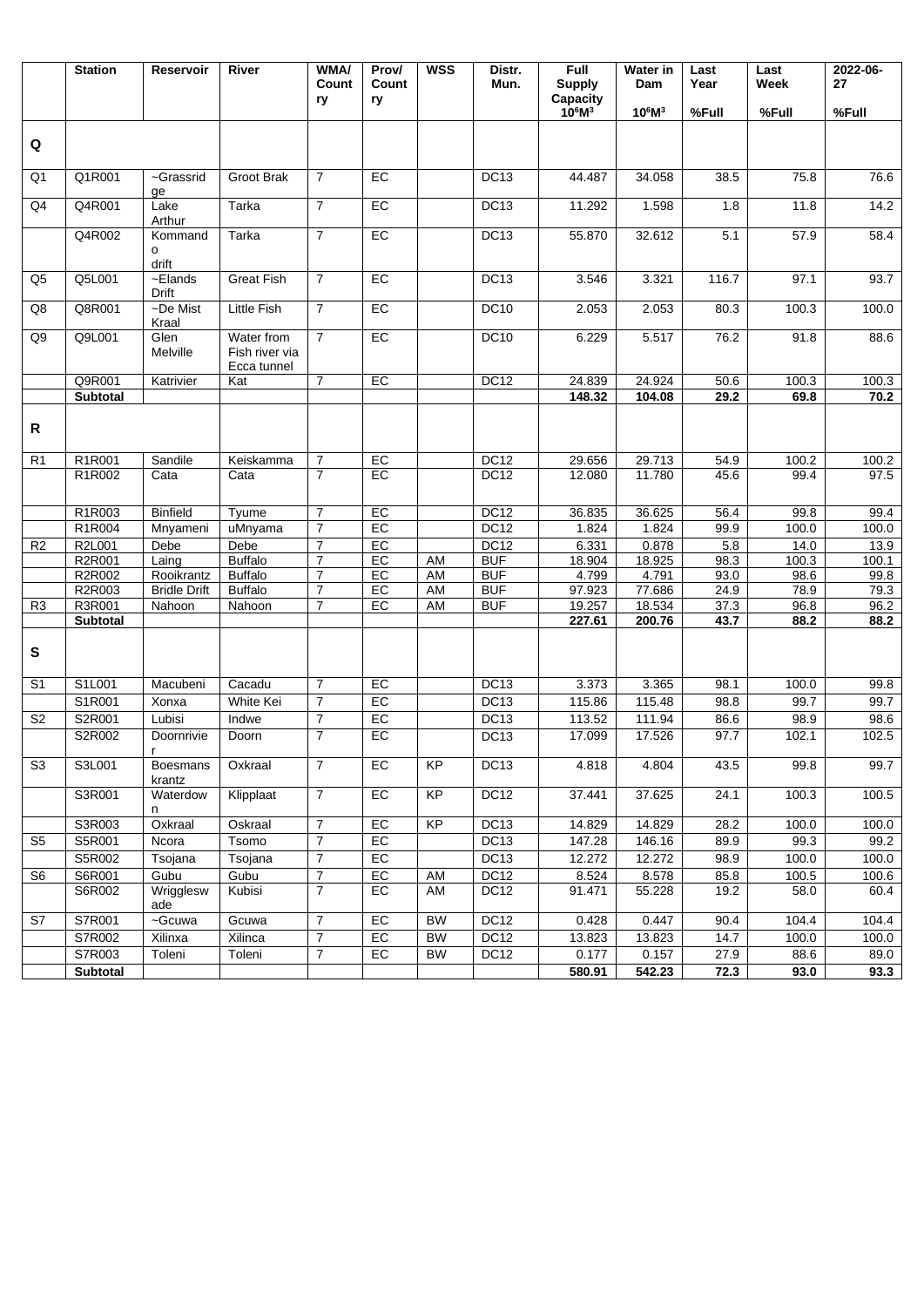| | Station | Reservoir | River | WMA/ Country | Prov/ Country | WSS | Distr. Mun. | Full Supply Capacity $10^6M^3$ | Water in Dam $10^6M^3$ | Last Year %Full | Last Week %Full | 2022-06-27 %Full |
|---|---|---|---|---|---|---|---|---|---|---|---|---|
| **Q** | | | | | | | | | | | | |
| Q1 | Q1R001 | ~Grassridge | Groot Brak | 7 | EC | | DC13 | 44.487 | 34.058 | 38.5 | 75.8 | 76.6 |
| Q4 | Q4R001 | Lake Arthur | Tarka | 7 | EC | | DC13 | 11.292 | 1.598 | 1.8 | 11.8 | 14.2 |
| | Q4R002 | Kommando drift | Tarka | 7 | EC | | DC13 | 55.870 | 32.612 | 5.1 | 57.9 | 58.4 |
| Q5 | Q5L001 | ~Elands Drift | Great Fish | 7 | EC | | DC13 | 3.546 | 3.321 | 116.7 | 97.1 | 93.7 |
| Q8 | Q8R001 | ~De Mist Kraal | Little Fish | 7 | EC | | DC10 | 2.053 | 2.053 | 80.3 | 100.3 | 100.0 |
| Q9 | Q9L001 | Glen Melville | Water from Fish river via Ecca tunnel | 7 | EC | | DC10 | 6.229 | 5.517 | 76.2 | 91.8 | 88.6 |
| | Q9R001 | Katrivier | Kat | 7 | EC | | DC12 | 24.839 | 24.924 | 50.6 | 100.3 | 100.3 |
| | **Subtotal** | | | | | | | **148.32** | **104.08** | **29.2** | **69.8** | **70.2** |
| **R** | | | | | | | | | | | | |
| R1 | R1R001 | Sandile | Keiskamma | 7 | EC | | DC12 | 29.656 | 29.713 | 54.9 | 100.2 | 100.2 |
| | R1R002 | Cata | Cata | 7 | EC | | DC12 | 12.080 | 11.780 | 45.6 | 99.4 | 97.5 |
| | R1R003 | Binfield | Tyume | 7 | EC | | DC12 | 36.835 | 36.625 | 56.4 | 99.8 | 99.4 |
| | R1R004 | Mnyameni | uMnyama | 7 | EC | | DC12 | 1.824 | 1.824 | 99.9 | 100.0 | 100.0 |
| R2 | R2L001 | Debe | Debe | 7 | EC | | DC12 | 6.331 | 0.878 | 5.8 | 14.0 | 13.9 |
| | R2R001 | Laing | Buffalo | 7 | EC | AM | BUF | 18.904 | 18.925 | 98.3 | 100.3 | 100.1 |
| | R2R002 | Rooikrantz | Buffalo | 7 | EC | AM | BUF | 4.799 | 4.791 | 93.0 | 98.6 | 99.8 |
| | R2R003 | Bridle Drift | Buffalo | 7 | EC | AM | BUF | 97.923 | 77.686 | 24.9 | 78.9 | 79.3 |
| R3 | R3R001 | Nahoon | Nahoon | 7 | EC | AM | BUF | 19.257 | 18.534 | 37.3 | 96.8 | 96.2 |
| | **Subtotal** | | | | | | | **227.61** | **200.76** | **43.7** | **88.2** | **88.2** |
| **S** | | | | | | | | | | | | |
| S1 | S1L001 | Macubeni | Cacadu | 7 | EC | | DC13 | 3.373 | 3.365 | 98.1 | 100.0 | 99.8 |
| | S1R001 | Xonxa | White Kei | 7 | EC | | DC13 | 115.86 | 115.48 | 98.8 | 99.7 | 99.7 |
| S2 | S2R001 | Lubisi | Indwe | 7 | EC | | DC13 | 113.52 | 111.94 | 86.6 | 98.9 | 98.6 |
| | S2R002 | Doornrivier | Doorn | 7 | EC | | DC13 | 17.099 | 17.526 | 97.7 | 102.1 | 102.5 |
| S3 | S3L001 | Boesmans krantz | Oxkraal | 7 | EC | KP | DC13 | 4.818 | 4.804 | 43.5 | 99.8 | 99.7 |
| | S3R001 | Waterdown | Klipplaat | 7 | EC | KP | DC12 | 37.441 | 37.625 | 24.1 | 100.3 | 100.5 |
| | S3R003 | Oxkraal | Oskraal | 7 | EC | KP | DC13 | 14.829 | 14.829 | 28.2 | 100.0 | 100.0 |
| S5 | S5R001 | Ncora | Tsomo | 7 | EC | | DC13 | 147.28 | 146.16 | 89.9 | 99.3 | 99.2 |
| | S5R002 | Tsojana | Tsojana | 7 | EC | | DC13 | 12.272 | 12.272 | 98.9 | 100.0 | 100.0 |
| S6 | S6R001 | Gubu | Gubu | 7 | EC | AM | DC12 | 8.524 | 8.578 | 85.8 | 100.5 | 100.6 |
| | S6R002 | Wriggleswade | Kubisi | 7 | EC | AM | DC12 | 91.471 | 55.228 | 19.2 | 58.0 | 60.4 |
| S7 | S7R001 | ~Gcuwa | Gcuwa | 7 | EC | BW | DC12 | 0.428 | 0.447 | 90.4 | 104.4 | 104.4 |
| | S7R002 | Xilinxa | Xilinca | 7 | EC | BW | DC12 | 13.823 | 13.823 | 14.7 | 100.0 | 100.0 |
| | S7R003 | Toleni | Toleni | 7 | EC | BW | DC12 | 0.177 | 0.157 | 27.9 | 88.6 | 89.0 |
| | **Subtotal** | | | | | | | **580.91** | **542.23** | **72.3** | **93.0** | **93.3** |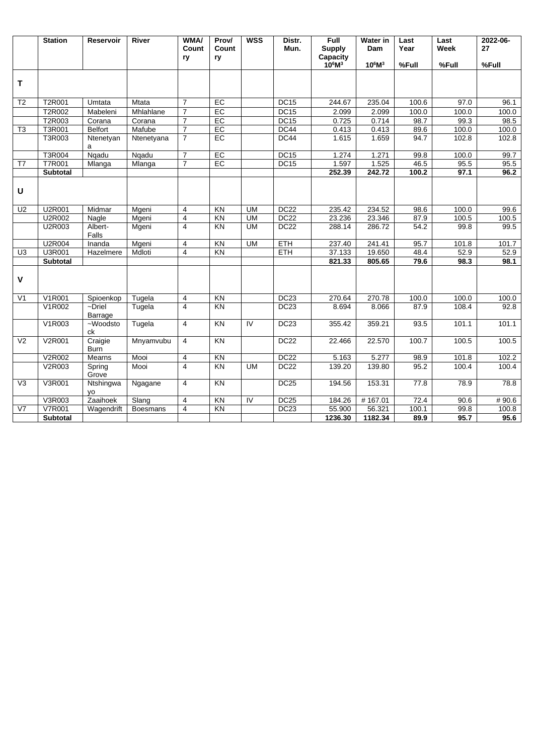| | Station | Reservoir | River | WMA/ Country | Prov/ Country | WSS | Distr. Mun. | Full Supply Capacity $10^6M^3$ | Water in Dam $10^6M^3$ | Last Year %Full | Last Week %Full | 2022-06-27 %Full |
|---|---|---|---|---|---|---|---|---|---|---|---|---|
| **T** | | | | | | | | | | | | |
| T2 | T2R001 | Umtata | Mtata | 7 | EC | | DC15 | 244.67 | 235.04 | 100.6 | 97.0 | 96.1 |
| | T2R002 | Mabeleni | Mhlahlane | 7 | EC | | DC15 | 2.099 | 2.099 | 100.0 | 100.0 | 100.0 |
| | T2R003 | Corana | Corana | 7 | EC | | DC15 | 0.725 | 0.714 | 98.7 | 99.3 | 98.5 |
| T3 | T3R001 | Belfort | Mafube | 7 | EC | | DC44 | 0.413 | 0.413 | 89.6 | 100.0 | 100.0 |
| | T3R003 | Ntenetyana | Ntenetyana | 7 | EC | | DC44 | 1.615 | 1.659 | 94.7 | 102.8 | 102.8 |
| | T3R004 | Nqadu | Nqadu | 7 | EC | | DC15 | 1.274 | 1.271 | 99.8 | 100.0 | 99.7 |
| T7 | T7R001 | Mlanga | Mlanga | 7 | EC | | DC15 | 1.597 | 1.525 | 46.5 | 95.5 | 95.5 |
| | **Subtotal** | | | | | | | **252.39** | **242.72** | **100.2** | **97.1** | **96.2** |
| **U** | | | | | | | | | | | | |
| U2 | U2R001 | Midmar | Mgeni | 4 | KN | UM | DC22 | 235.42 | 234.52 | 98.6 | 100.0 | 99.6 |
| | U2R002 | Nagle | Mgeni | 4 | KN | UM | DC22 | 23.236 | 23.346 | 87.9 | 100.5 | 100.5 |
| | U2R003 | Albert-Falls | Mgeni | 4 | KN | UM | DC22 | 288.14 | 286.72 | 54.2 | 99.8 | 99.5 |
| | U2R004 | Inanda | Mgeni | 4 | KN | UM | ETH | 237.40 | 241.41 | 95.7 | 101.8 | 101.7 |
| U3 | U3R001 | Hazelmere | Mdloti | 4 | KN | | ETH | 37.133 | 19.650 | 48.4 | 52.9 | 52.9 |
| | **Subtotal** | | | | | | | **821.33** | **805.65** | **79.6** | **98.3** | **98.1** |
| **V** | | | | | | | | | | | | |
| V1 | V1R001 | Spioenkop | Tugela | 4 | KN | | DC23 | 270.64 | 270.78 | 100.0 | 100.0 | 100.0 |
| | V1R002 | ~Driel Barrage | Tugela | 4 | KN | | DC23 | 8.694 | 8.066 | 87.9 | 108.4 | 92.8 |
| | V1R003 | ~Woodstock | Tugela | 4 | KN | IV | DC23 | 355.42 | 359.21 | 93.5 | 101.1 | 101.1 |
| V2 | V2R001 | Craigie Burn | Mnyamvubu | 4 | KN | | DC22 | 22.466 | 22.570 | 100.7 | 100.5 | 100.5 |
| | V2R002 | Mearns | Mooi | 4 | KN | | DC22 | 5.163 | 5.277 | 98.9 | 101.8 | 102.2 |
| | V2R003 | Spring Grove | Mooi | 4 | KN | UM | DC22 | 139.20 | 139.80 | 95.2 | 100.4 | 100.4 |
| V3 | V3R001 | Ntshingwayo | Ngagane | 4 | KN | | DC25 | 194.56 | 153.31 | 77.8 | 78.9 | 78.8 |
| | V3R003 | Zaaihoek | Slang | 4 | KN | IV | DC25 | 184.26 | # 167.01 | 72.4 | 90.6 | # 90.6 |
| V7 | V7R001 | Wagendrift | Boesmans | 4 | KN | | DC23 | 55.900 | 56.321 | 100.1 | 99.8 | 100.8 |
| | **Subtotal** | | | | | | | **1236.30** | **1182.34** | **89.9** | **95.7** | **95.6** |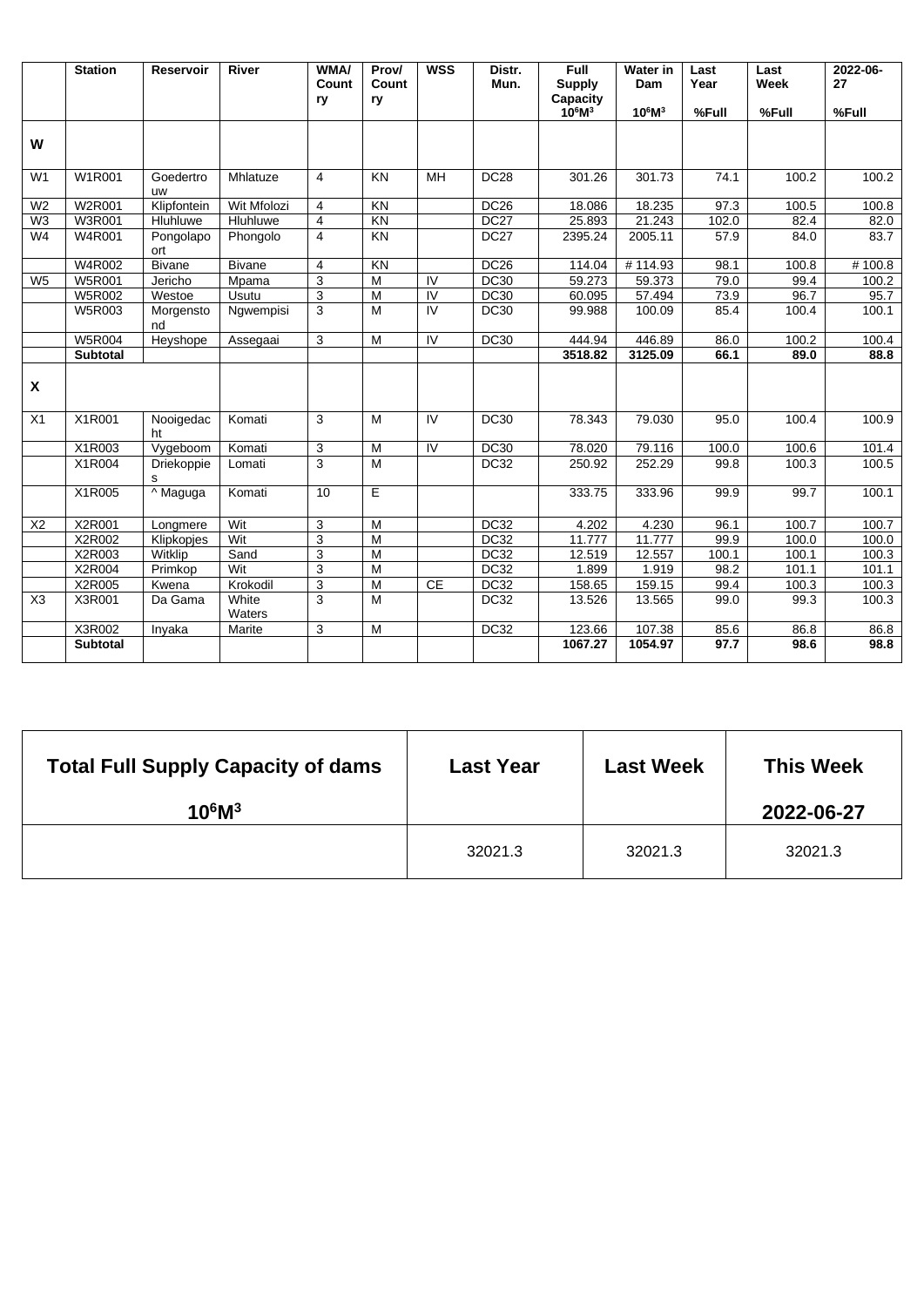| | Station | Reservoir | River | WMA/ Country | Prov/ Country | WSS | Distr. Mun. | Full Supply Capacity $10^6M^3$ | Water in Dam $10^6M^3$ | Last Year %Full | Last Week %Full | 2022-06-27 %Full |
|---|---|---|---|---|---|---|---|---|---|---|---|---|
| **W** | | | | | | | | | | | | |
| W1 | W1R001 | Goedertrouw | Mhlatuze | 4 | KN | MH | DC28 | 301.26 | 301.73 | 74.1 | 100.2 | 100.2 |
| W2 | W2R001 | Klipfontein | Wit Mfolozi | 4 | KN | | DC26 | 18.086 | 18.235 | 97.3 | 100.5 | 100.8 |
| W3 | W3R001 | Hluhluwe | Hluhluwe | 4 | KN | | DC27 | 25.893 | 21.243 | 102.0 | 82.4 | 82.0 |
| W4 | W4R001 | Pongolapoort | Phongolo | 4 | KN | | DC27 | 2395.24 | 2005.11 | 57.9 | 84.0 | 83.7 |
| | W4R002 | Bivane | Bivane | 4 | KN | | DC26 | 114.04 | # 114.93 | 98.1 | 100.8 | # 100.8 |
| W5 | W5R001 | Jericho | Mpama | 3 | M | IV | DC30 | 59.273 | 59.373 | 79.0 | 99.4 | 100.2 |
| | W5R002 | Westoe | Usutu | 3 | M | IV | DC30 | 60.095 | 57.494 | 73.9 | 96.7 | 95.7 |
| | W5R003 | Morgenstond | Ngwempisi | 3 | M | IV | DC30 | 99.988 | 100.09 | 85.4 | 100.4 | 100.1 |
| | W5R004 | Heyshope | Assegaai | 3 | M | IV | DC30 | 444.94 | 446.89 | 86.0 | 100.2 | 100.4 |
| | **Subtotal** | | | | | | | **3518.82** | **3125.09** | **66.1** | **89.0** | **88.8** |
| **X** | | | | | | | | | | | | |
| X1 | X1R001 | Nooigedacht | Komati | 3 | M | IV | DC30 | 78.343 | 79.030 | 95.0 | 100.4 | 100.9 |
| | X1R003 | Vygeboom | Komati | 3 | M | IV | DC30 | 78.020 | 79.116 | 100.0 | 100.6 | 101.4 |
| | X1R004 | Driekoppies | Lomati | 3 | M | | DC32 | 250.92 | 252.29 | 99.8 | 100.3 | 100.5 |
| | X1R005 | ^ Maguga | Komati | 10 | E | | | 333.75 | 333.96 | 99.9 | 99.7 | 100.1 |
| X2 | X2R001 | Longmere | Wit | 3 | M | | DC32 | 4.202 | 4.230 | 96.1 | 100.7 | 100.7 |
| | X2R002 | Klipkopjes | Wit | 3 | M | | DC32 | 11.777 | 11.777 | 99.9 | 100.0 | 100.0 |
| | X2R003 | Witklip | Sand | 3 | M | | DC32 | 12.519 | 12.557 | 100.1 | 100.1 | 100.3 |
| | X2R004 | Primkop | Wit | 3 | M | | DC32 | 1.899 | 1.919 | 98.2 | 101.1 | 101.1 |
| | X2R005 | Kwena | Krokodil | 3 | M | CE | DC32 | 158.65 | 159.15 | 99.4 | 100.3 | 100.3 |
| X3 | X3R001 | Da Gama | White Waters | 3 | M | | DC32 | 13.526 | 13.565 | 99.0 | 99.3 | 100.3 |
| | X3R002 | Inyaka | Marite | 3 | M | | DC32 | 123.66 | 107.38 | 85.6 | 86.8 | 86.8 |
| | **Subtotal** | | | | | | | **1067.27** | **1054.97** | **97.7** | **98.6** | **98.8** |

| **Total Full Supply Capacity of dams $10^6M^3$** | **Last Year** | **Last Week** | **This Week 2022-06-27** |
|---|---|---|---|
| | 32021.3 | 32021.3 | 32021.3 |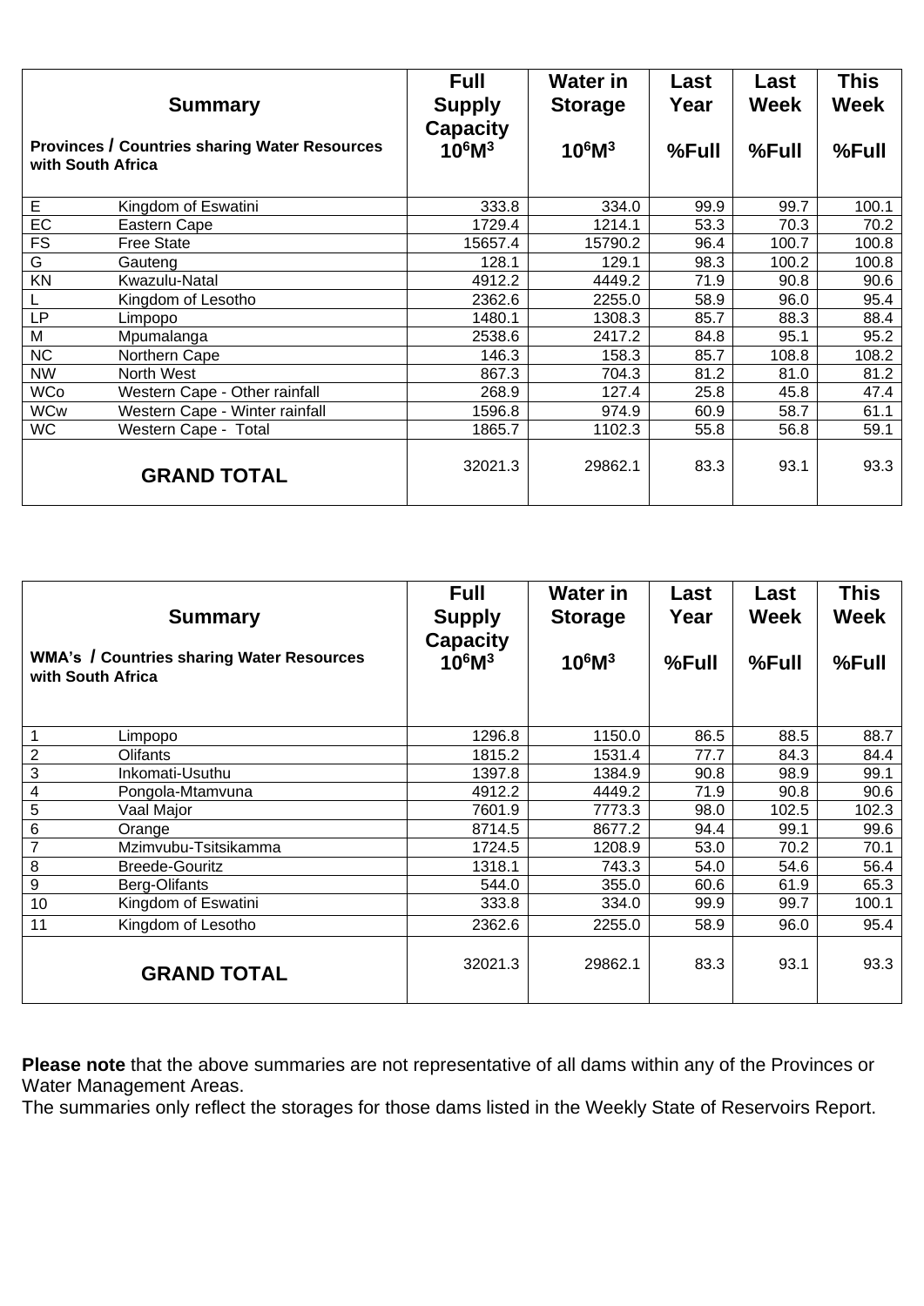| Summary<br><br>Provinces / Countries sharing Water Resources with South Africa | | Full Supply Capacity $10^6M^3$ | Water in Storage $10^6M^3$ | Last Year %Full | Last Week %Full | This Week %Full |
|---|---|---|---|---|---|---|
| E | Kingdom of Eswatini | 333.8 | 334.0 | 99.9 | 99.7 | 100.1 |
| EC | Eastern Cape | 1729.4 | 1214.1 | 53.3 | 70.3 | 70.2 |
| FS | Free State | 15657.4 | 15790.2 | 96.4 | 100.7 | 100.8 |
| G | Gauteng | 128.1 | 129.1 | 98.3 | 100.2 | 100.8 |
| KN | Kwazulu-Natal | 4912.2 | 4449.2 | 71.9 | 90.8 | 90.6 |
| L | Kingdom of Lesotho | 2362.6 | 2255.0 | 58.9 | 96.0 | 95.4 |
| LP | Limpopo | 1480.1 | 1308.3 | 85.7 | 88.3 | 88.4 |
| M | Mpumalanga | 2538.6 | 2417.2 | 84.8 | 95.1 | 95.2 |
| NC | Northern Cape | 146.3 | 158.3 | 85.7 | 108.8 | 108.2 |
| NW | North West | 867.3 | 704.3 | 81.2 | 81.0 | 81.2 |
| WCo | Western Cape - Other rainfall | 268.9 | 127.4 | 25.8 | 45.8 | 47.4 |
| WCw | Western Cape - Winter rainfall | 1596.8 | 974.9 | 60.9 | 58.7 | 61.1 |
| WC | Western Cape - Total | 1865.7 | 1102.3 | 55.8 | 56.8 | 59.1 |
| **GRAND TOTAL** | | 32021.3 | 29862.1 | 83.3 | 93.1 | 93.3 |

| Summary<br><br>WMA's / Countries sharing Water Resources with South Africa | | Full Supply Capacity $10^6M^3$ | Water in Storage $10^6M^3$ | Last Year %Full | Last Week %Full | This Week %Full |
|---|---|---|---|---|---|---|
| 1 | Limpopo | 1296.8 | 1150.0 | 86.5 | 88.5 | 88.7 |
| 2 | Olifants | 1815.2 | 1531.4 | 77.7 | 84.3 | 84.4 |
| 3 | Inkomati-Usuthu | 1397.8 | 1384.9 | 90.8 | 98.9 | 99.1 |
| 4 | Pongola-Mtamvuna | 4912.2 | 4449.2 | 71.9 | 90.8 | 90.6 |
| 5 | Vaal Major | 7601.9 | 7773.3 | 98.0 | 102.5 | 102.3 |
| 6 | Orange | 8714.5 | 8677.2 | 94.4 | 99.1 | 99.6 |
| 7 | Mzimvubu-Tsitsikamma | 1724.5 | 1208.9 | 53.0 | 70.2 | 70.1 |
| 8 | Breede-Gouritz | 1318.1 | 743.3 | 54.0 | 54.6 | 56.4 |
| 9 | Berg-Olifants | 544.0 | 355.0 | 60.6 | 61.9 | 65.3 |
| 10 | Kingdom of Eswatini | 333.8 | 334.0 | 99.9 | 99.7 | 100.1 |
| 11 | Kingdom of Lesotho | 2362.6 | 2255.0 | 58.9 | 96.0 | 95.4 |
| **GRAND TOTAL** | | 32021.3 | 29862.1 | 83.3 | 93.1 | 93.3 |

**Please note** that the above summaries are not representative of all dams within any of the Provinces or Water Management Areas.
The summaries only reflect the storages for those dams listed in the Weekly State of Reservoirs Report.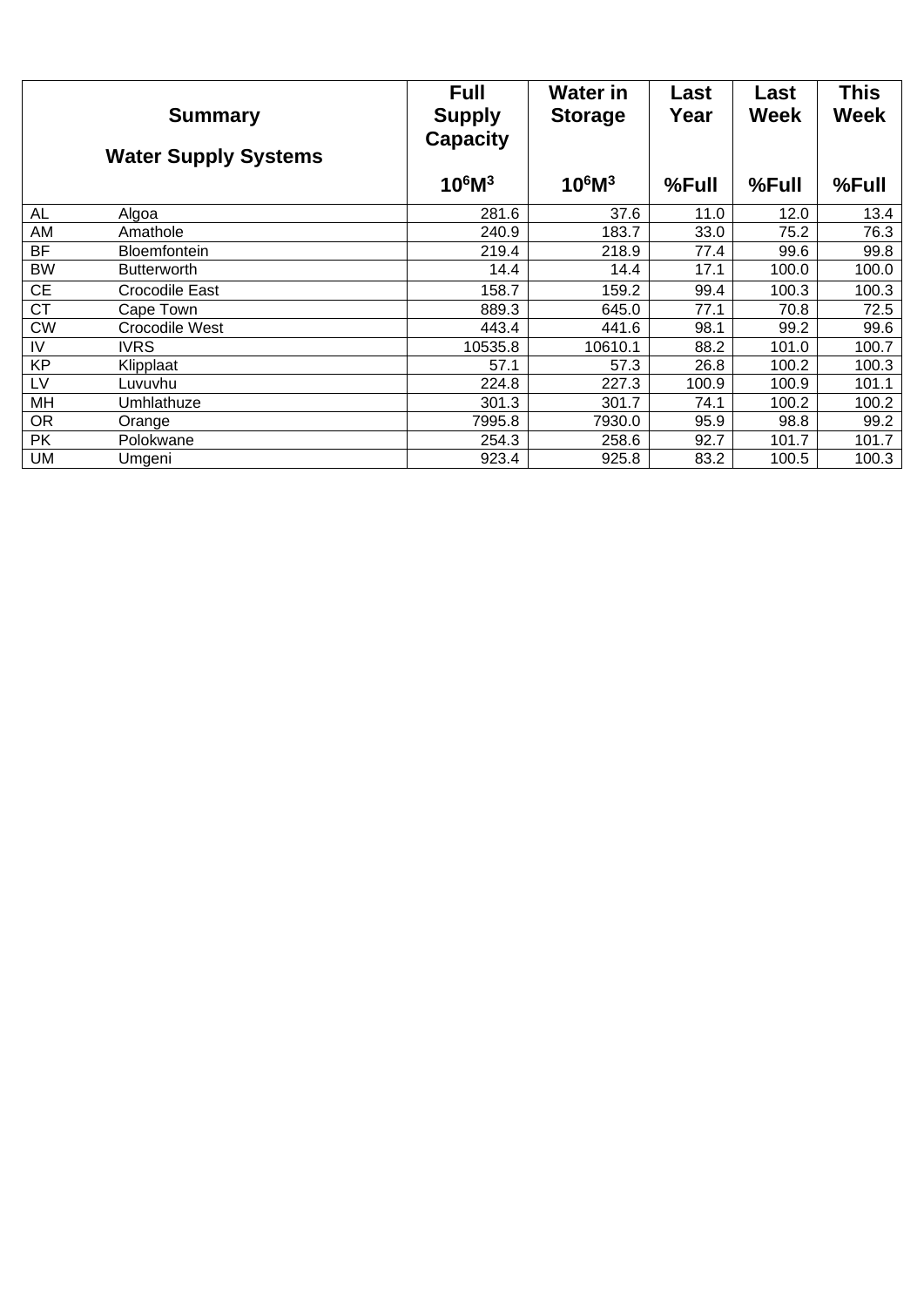| Summary<br><br>Water Supply Systems | | Full Supply Capacity<br><br>$10^6M^3$ | Water in Storage<br><br>$10^6M^3$ | Last Year<br><br>%Full | Last Week<br><br>%Full | This Week<br><br>%Full |
|---|---|---|---|---|---|---|
| AL | Algoa | 281.6 | 37.6 | 11.0 | 12.0 | 13.4 |
| AM | Amathole | 240.9 | 183.7 | 33.0 | 75.2 | 76.3 |
| BF | Bloemfontein | 219.4 | 218.9 | 77.4 | 99.6 | 99.8 |
| BW | Butterworth | 14.4 | 14.4 | 17.1 | 100.0 | 100.0 |
| CE | Crocodile East | 158.7 | 159.2 | 99.4 | 100.3 | 100.3 |
| CT | Cape Town | 889.3 | 645.0 | 77.1 | 70.8 | 72.5 |
| CW | Crocodile West | 443.4 | 441.6 | 98.1 | 99.2 | 99.6 |
| IV | IVRS | 10535.8 | 10610.1 | 88.2 | 101.0 | 100.7 |
| KP | Klipplaat | 57.1 | 57.3 | 26.8 | 100.2 | 100.3 |
| LV | Luvuvhu | 224.8 | 227.3 | 100.9 | 100.9 | 101.1 |
| MH | Umhlathuze | 301.3 | 301.7 | 74.1 | 100.2 | 100.2 |
| OR | Orange | 7995.8 | 7930.0 | 95.9 | 98.8 | 99.2 |
| PK | Polokwane | 254.3 | 258.6 | 92.7 | 101.7 | 101.7 |
| UM | Umgeni | 923.4 | 925.8 | 83.2 | 100.5 | 100.3 |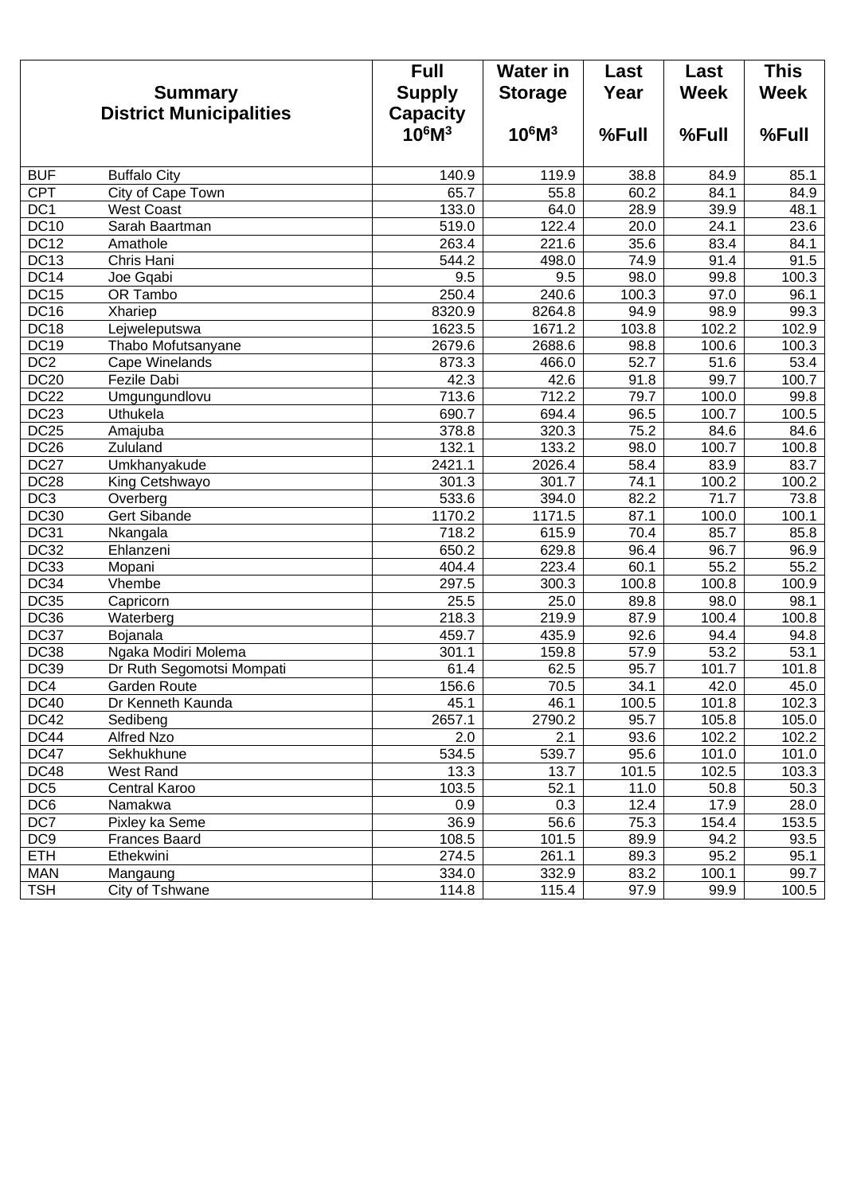| Summary District Municipalities | | Full Supply Capacity $10^6M^3$ | Water in Storage $10^6M^3$ | Last Year %Full | Last Week %Full | This Week %Full |
|---|---|---|---|---|---|---|
| BUF | Buffalo City | 140.9 | 119.9 | 38.8 | 84.9 | 85.1 |
| CPT | City of Cape Town | 65.7 | 55.8 | 60.2 | 84.1 | 84.9 |
| DC1 | West Coast | 133.0 | 64.0 | 28.9 | 39.9 | 48.1 |
| DC10 | Sarah Baartman | 519.0 | 122.4 | 20.0 | 24.1 | 23.6 |
| DC12 | Amathole | 263.4 | 221.6 | 35.6 | 83.4 | 84.1 |
| DC13 | Chris Hani | 544.2 | 498.0 | 74.9 | 91.4 | 91.5 |
| DC14 | Joe Gqabi | 9.5 | 9.5 | 98.0 | 99.8 | 100.3 |
| DC15 | OR Tambo | 250.4 | 240.6 | 100.3 | 97.0 | 96.1 |
| DC16 | Xhariep | 8320.9 | 8264.8 | 94.9 | 98.9 | 99.3 |
| DC18 | Lejweleputswa | 1623.5 | 1671.2 | 103.8 | 102.2 | 102.9 |
| DC19 | Thabo Mofutsanyane | 2679.6 | 2688.6 | 98.8 | 100.6 | 100.3 |
| DC2 | Cape Winelands | 873.3 | 466.0 | 52.7 | 51.6 | 53.4 |
| DC20 | Fezile Dabi | 42.3 | 42.6 | 91.8 | 99.7 | 100.7 |
| DC22 | Umgungundlovu | 713.6 | 712.2 | 79.7 | 100.0 | 99.8 |
| DC23 | Uthukela | 690.7 | 694.4 | 96.5 | 100.7 | 100.5 |
| DC25 | Amajuba | 378.8 | 320.3 | 75.2 | 84.6 | 84.6 |
| DC26 | Zululand | 132.1 | 133.2 | 98.0 | 100.7 | 100.8 |
| DC27 | Umkhanyakude | 2421.1 | 2026.4 | 58.4 | 83.9 | 83.7 |
| DC28 | King Cetshwayo | 301.3 | 301.7 | 74.1 | 100.2 | 100.2 |
| DC3 | Overberg | 533.6 | 394.0 | 82.2 | 71.7 | 73.8 |
| DC30 | Gert Sibande | 1170.2 | 1171.5 | 87.1 | 100.0 | 100.1 |
| DC31 | Nkangala | 718.2 | 615.9 | 70.4 | 85.7 | 85.8 |
| DC32 | Ehlanzeni | 650.2 | 629.8 | 96.4 | 96.7 | 96.9 |
| DC33 | Mopani | 404.4 | 223.4 | 60.1 | 55.2 | 55.2 |
| DC34 | Vhembe | 297.5 | 300.3 | 100.8 | 100.8 | 100.9 |
| DC35 | Capricorn | 25.5 | 25.0 | 89.8 | 98.0 | 98.1 |
| DC36 | Waterberg | 218.3 | 219.9 | 87.9 | 100.4 | 100.8 |
| DC37 | Bojanala | 459.7 | 435.9 | 92.6 | 94.4 | 94.8 |
| DC38 | Ngaka Modiri Molema | 301.1 | 159.8 | 57.9 | 53.2 | 53.1 |
| DC39 | Dr Ruth Segomotsi Mompati | 61.4 | 62.5 | 95.7 | 101.7 | 101.8 |
| DC4 | Garden Route | 156.6 | 70.5 | 34.1 | 42.0 | 45.0 |
| DC40 | Dr Kenneth Kaunda | 45.1 | 46.1 | 100.5 | 101.8 | 102.3 |
| DC42 | Sedibeng | 2657.1 | 2790.2 | 95.7 | 105.8 | 105.0 |
| DC44 | Alfred Nzo | 2.0 | 2.1 | 93.6 | 102.2 | 102.2 |
| DC47 | Sekhukhune | 534.5 | 539.7 | 95.6 | 101.0 | 101.0 |
| DC48 | West Rand | 13.3 | 13.7 | 101.5 | 102.5 | 103.3 |
| DC5 | Central Karoo | 103.5 | 52.1 | 11.0 | 50.8 | 50.3 |
| DC6 | Namakwa | 0.9 | 0.3 | 12.4 | 17.9 | 28.0 |
| DC7 | Pixley ka Seme | 36.9 | 56.6 | 75.3 | 154.4 | 153.5 |
| DC9 | Frances Baard | 108.5 | 101.5 | 89.9 | 94.2 | 93.5 |
| ETH | Ethekwini | 274.5 | 261.1 | 89.3 | 95.2 | 95.1 |
| MAN | Mangaung | 334.0 | 332.9 | 83.2 | 100.1 | 99.7 |
| TSH | City of Tshwane | 114.8 | 115.4 | 97.9 | 99.9 | 100.5 |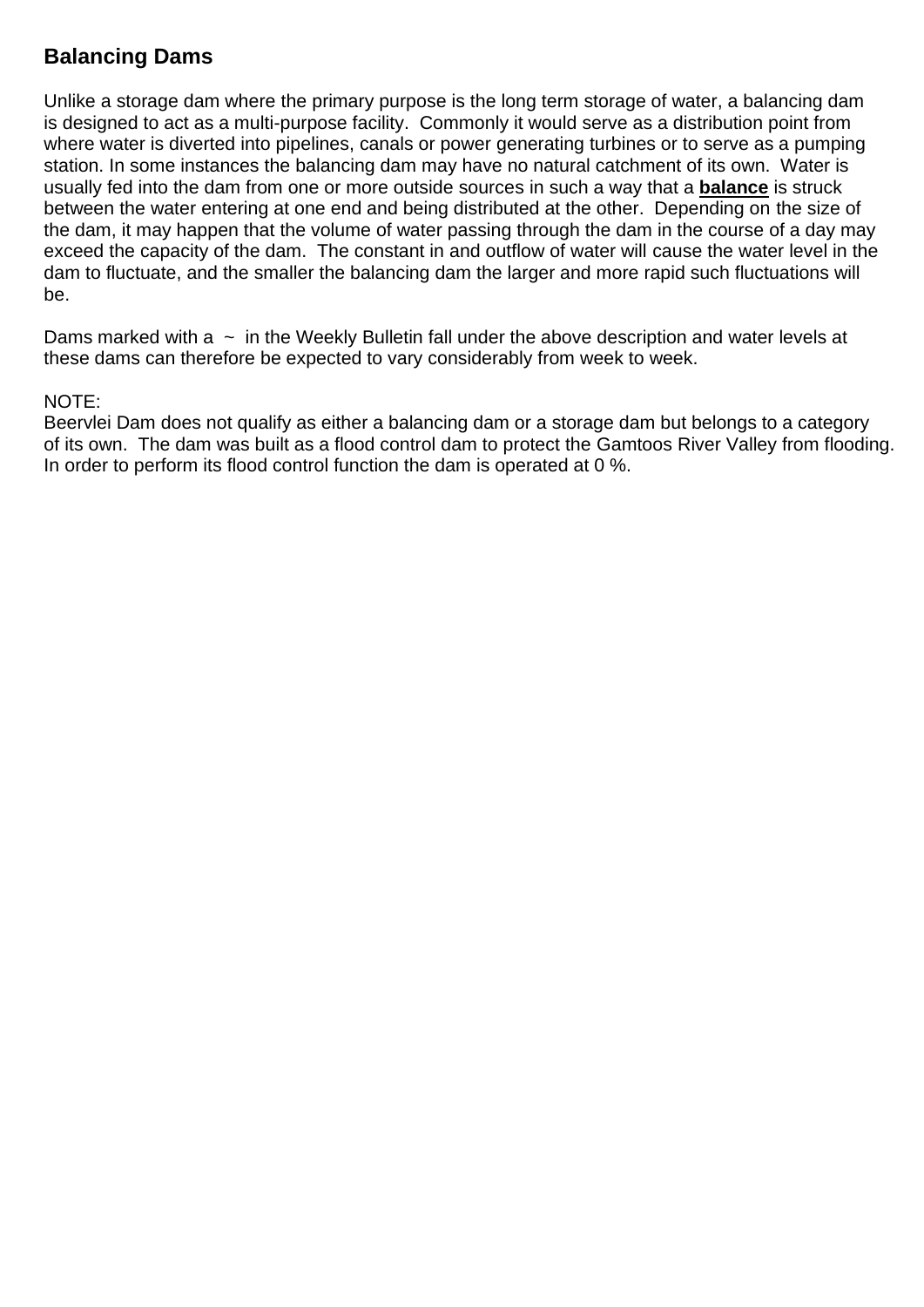## Balancing Dams

Unlike a storage dam where the primary purpose is the long term storage of water, a balancing dam is designed to act as a multi-purpose facility. Commonly it would serve as a distribution point from where water is diverted into pipelines, canals or power generating turbines or to serve as a pumping station. In some instances the balancing dam may have no natural catchment of its own. Water is usually fed into the dam from one or more outside sources in such a way that a **balance** is struck between the water entering at one end and being distributed at the other. Depending on the size of the dam, it may happen that the volume of water passing through the dam in the course of a day may exceed the capacity of the dam. The constant in and outflow of water will cause the water level in the dam to fluctuate, and the smaller the balancing dam the larger and more rapid such fluctuations will be.

Dams marked with a ~ in the Weekly Bulletin fall under the above description and water levels at these dams can therefore be expected to vary considerably from week to week.

NOTE:
Beervlei Dam does not qualify as either a balancing dam or a storage dam but belongs to a category of its own. The dam was built as a flood control dam to protect the Gamtoos River Valley from flooding. In order to perform its flood control function the dam is operated at 0 %.